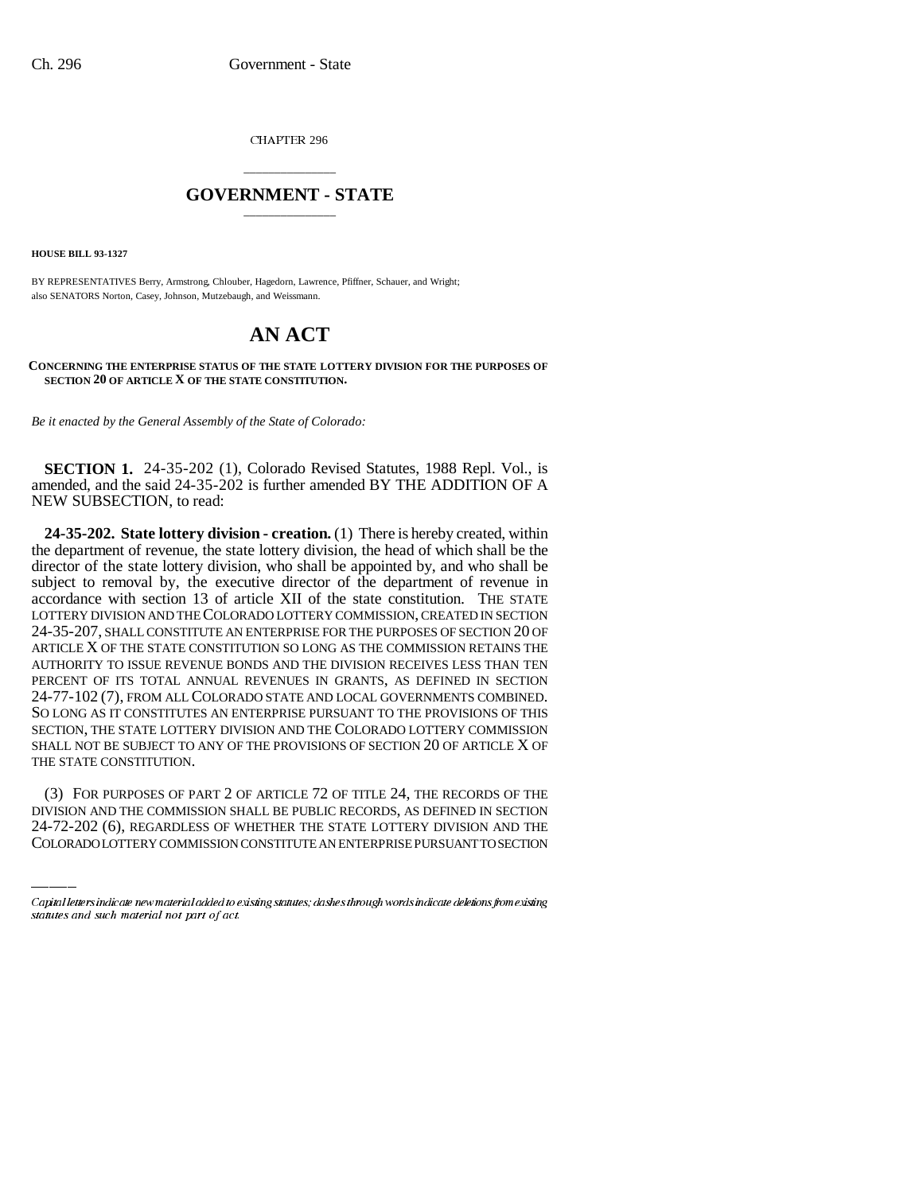CHAPTER 296

# GOVERNMENT - STATE

**HOUSE BILL 93-1327**

BY REPRESENTATIVES Berry, Armstrong, Chlouber, Hagedorn, Lawrence, Pfiffner, Schauer, and Wright; also SENATORS Norton, Casey, Johnson, Mutzebaugh, and Weissmann.

# AN ACT

**CONCERNING THE ENTERPRISE STATUS OF THE STATE LOTTERY DIVISION FOR THE PURPOSES OF SECTION 20 OF ARTICLE X OF THE STATE CONSTITUTION.**

*Be it enacted by the General Assembly of the State of Colorado:*

**SECTION 1.** 24-35-202 (1), Colorado Revised Statutes, 1988 Repl. Vol., is amended, and the said 24-35-202 is further amended BY THE ADDITION OF A NEW SUBSECTION, to read:

**24-35-202. State lottery division - creation.** (1) There is hereby created, within the department of revenue, the state lottery division, the head of which shall be the director of the state lottery division, who shall be appointed by, and who shall be subject to removal by, the executive director of the department of revenue in accordance with section 13 of article XII of the state constitution. THE STATE LOTTERY DIVISION AND THE COLORADO LOTTERY COMMISSION, CREATED IN SECTION 24-35-207, SHALL CONSTITUTE AN ENTERPRISE FOR THE PURPOSES OF SECTION 20 OF ARTICLE X OF THE STATE CONSTITUTION SO LONG AS THE COMMISSION RETAINS THE AUTHORITY TO ISSUE REVENUE BONDS AND THE DIVISION RECEIVES LESS THAN TEN PERCENT OF ITS TOTAL ANNUAL REVENUES IN GRANTS, AS DEFINED IN SECTION 24-77-102 (7), FROM ALL COLORADO STATE AND LOCAL GOVERNMENTS COMBINED. SO LONG AS IT CONSTITUTES AN ENTERPRISE PURSUANT TO THE PROVISIONS OF THIS SECTION, THE STATE LOTTERY DIVISION AND THE COLORADO LOTTERY COMMISSION SHALL NOT BE SUBJECT TO ANY OF THE PROVISIONS OF SECTION 20 OF ARTICLE X OF THE STATE CONSTITUTION.

(3) FOR PURPOSES OF PART 2 OF ARTICLE 72 OF TITLE 24, THE RECORDS OF THE DIVISION AND THE COMMISSION SHALL BE PUBLIC RECORDS, AS DEFINED IN SECTION 24-72-202 (6), REGARDLESS OF WHETHER THE STATE LOTTERY DIVISION AND THE COLORADO LOTTERY COMMISSION CONSTITUTE AN ENTERPRISE PURSUANT TO SECTION

Capital letters indicate new material added to existing statutes; dashes through words indicate deletions from existing statutes and such material not part of act.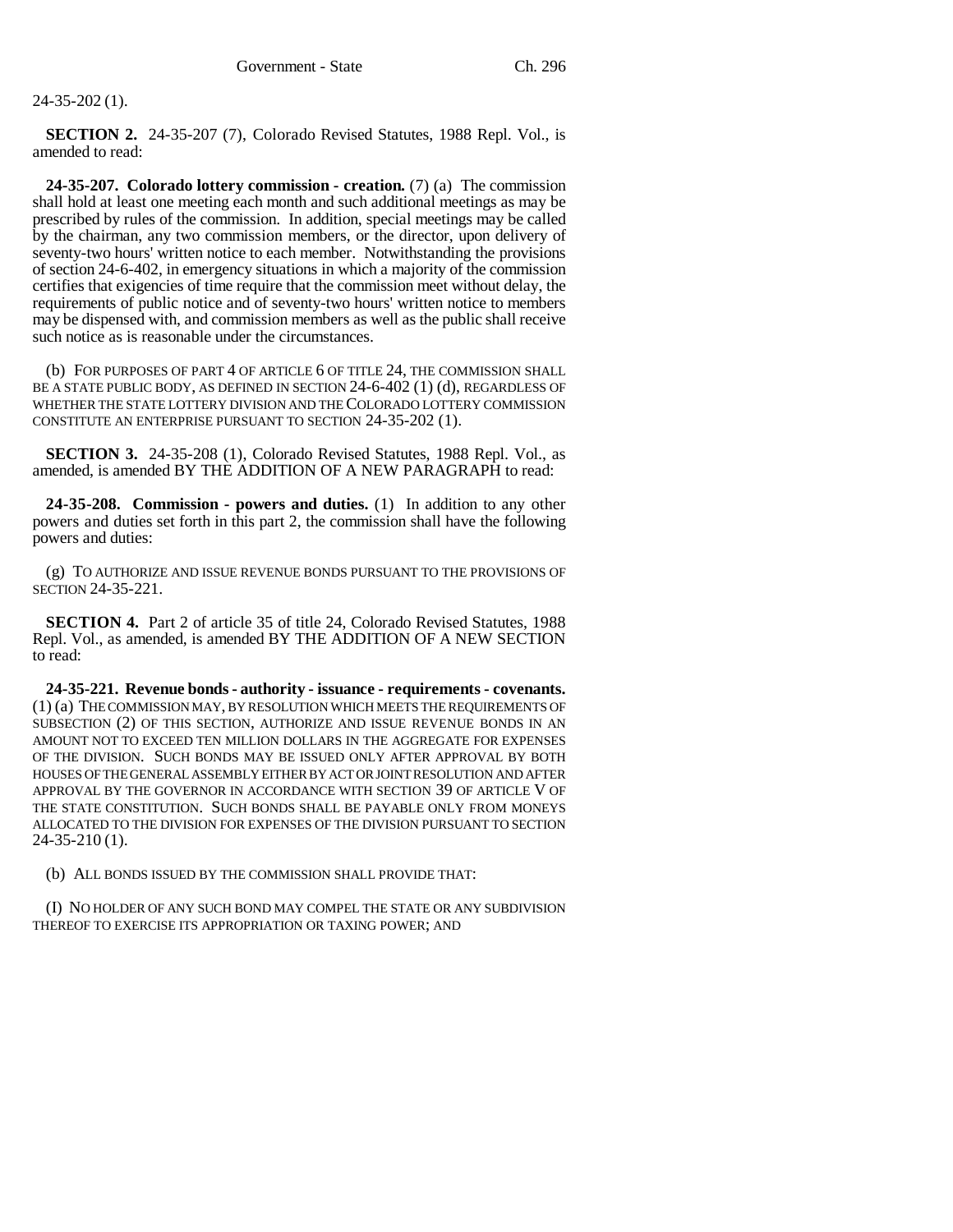24-35-202 (1).

**SECTION 2.** 24-35-207 (7), Colorado Revised Statutes, 1988 Repl. Vol., is amended to read:

**24-35-207. Colorado lottery commission - creation.** (7) (a) The commission shall hold at least one meeting each month and such additional meetings as may be prescribed by rules of the commission. In addition, special meetings may be called by the chairman, any two commission members, or the director, upon delivery of seventy-two hours' written notice to each member. Notwithstanding the provisions of section 24-6-402, in emergency situations in which a majority of the commission certifies that exigencies of time require that the commission meet without delay, the requirements of public notice and of seventy-two hours' written notice to members may be dispensed with, and commission members as well as the public shall receive such notice as is reasonable under the circumstances.

(b) FOR PURPOSES OF PART 4 OF ARTICLE 6 OF TITLE 24, THE COMMISSION SHALL BE A STATE PUBLIC BODY, AS DEFINED IN SECTION 24-6-402 (1) (d), REGARDLESS OF WHETHER THE STATE LOTTERY DIVISION AND THE COLORADO LOTTERY COMMISSION CONSTITUTE AN ENTERPRISE PURSUANT TO SECTION 24-35-202 (1).

**SECTION 3.** 24-35-208 (1), Colorado Revised Statutes, 1988 Repl. Vol., as amended, is amended BY THE ADDITION OF A NEW PARAGRAPH to read:

**24-35-208. Commission - powers and duties.** (1) In addition to any other powers and duties set forth in this part 2, the commission shall have the following powers and duties:

(g) TO AUTHORIZE AND ISSUE REVENUE BONDS PURSUANT TO THE PROVISIONS OF SECTION 24-35-221.

**SECTION 4.** Part 2 of article 35 of title 24, Colorado Revised Statutes, 1988 Repl. Vol., as amended, is amended BY THE ADDITION OF A NEW SECTION to read:

**24-35-221. Revenue bonds - authority - issuance - requirements - covenants.** (1) (a) THE COMMISSION MAY, BY RESOLUTION WHICH MEETS THE REQUIREMENTS OF SUBSECTION (2) OF THIS SECTION, AUTHORIZE AND ISSUE REVENUE BONDS IN AN AMOUNT NOT TO EXCEED TEN MILLION DOLLARS IN THE AGGREGATE FOR EXPENSES OF THE DIVISION. SUCH BONDS MAY BE ISSUED ONLY AFTER APPROVAL BY BOTH HOUSES OF THE GENERAL ASSEMBLY EITHER BY ACT OR JOINT RESOLUTION AND AFTER APPROVAL BY THE GOVERNOR IN ACCORDANCE WITH SECTION 39 OF ARTICLE V OF THE STATE CONSTITUTION. SUCH BONDS SHALL BE PAYABLE ONLY FROM MONEYS ALLOCATED TO THE DIVISION FOR EXPENSES OF THE DIVISION PURSUANT TO SECTION 24-35-210 (1).

(b) ALL BONDS ISSUED BY THE COMMISSION SHALL PROVIDE THAT:

(I) NO HOLDER OF ANY SUCH BOND MAY COMPEL THE STATE OR ANY SUBDIVISION THEREOF TO EXERCISE ITS APPROPRIATION OR TAXING POWER; AND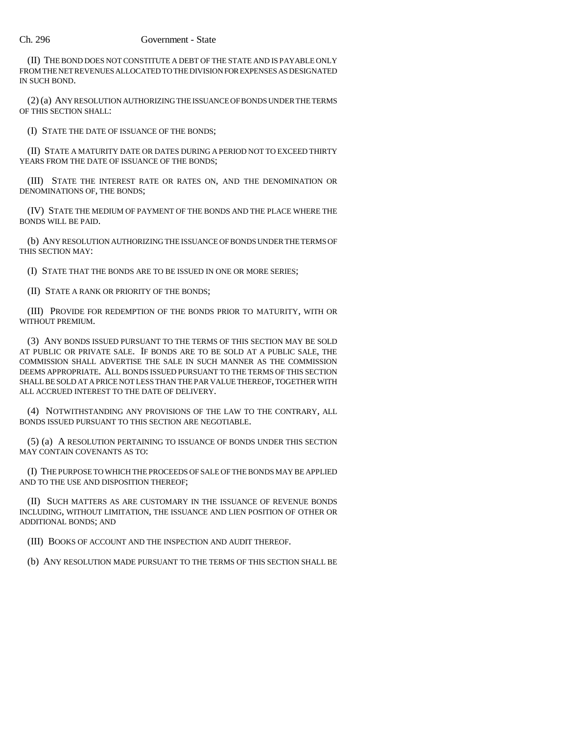(II) THE BOND DOES NOT CONSTITUTE A DEBT OF THE STATE AND IS PAYABLE ONLY FROM THE NET REVENUES ALLOCATED TO THE DIVISION FOR EXPENSES AS DESIGNATED IN SUCH BOND.

(2) (a) ANY RESOLUTION AUTHORIZING THE ISSUANCE OF BONDS UNDER THE TERMS OF THIS SECTION SHALL:

(I) STATE THE DATE OF ISSUANCE OF THE BONDS;

(II) STATE A MATURITY DATE OR DATES DURING A PERIOD NOT TO EXCEED THIRTY YEARS FROM THE DATE OF ISSUANCE OF THE BONDS;

(III) STATE THE INTEREST RATE OR RATES ON, AND THE DENOMINATION OR DENOMINATIONS OF, THE BONDS;

(IV) STATE THE MEDIUM OF PAYMENT OF THE BONDS AND THE PLACE WHERE THE BONDS WILL BE PAID.

(b) ANY RESOLUTION AUTHORIZING THE ISSUANCE OF BONDS UNDER THE TERMS OF THIS SECTION MAY:

(I) STATE THAT THE BONDS ARE TO BE ISSUED IN ONE OR MORE SERIES;

(II) STATE A RANK OR PRIORITY OF THE BONDS;

(III) PROVIDE FOR REDEMPTION OF THE BONDS PRIOR TO MATURITY, WITH OR WITHOUT PREMIUM.

(3) ANY BONDS ISSUED PURSUANT TO THE TERMS OF THIS SECTION MAY BE SOLD AT PUBLIC OR PRIVATE SALE. IF BONDS ARE TO BE SOLD AT A PUBLIC SALE, THE COMMISSION SHALL ADVERTISE THE SALE IN SUCH MANNER AS THE COMMISSION DEEMS APPROPRIATE. ALL BONDS ISSUED PURSUANT TO THE TERMS OF THIS SECTION SHALL BE SOLD AT A PRICE NOT LESS THAN THE PAR VALUE THEREOF, TOGETHER WITH ALL ACCRUED INTEREST TO THE DATE OF DELIVERY.

(4) NOTWITHSTANDING ANY PROVISIONS OF THE LAW TO THE CONTRARY, ALL BONDS ISSUED PURSUANT TO THIS SECTION ARE NEGOTIABLE.

(5) (a) A RESOLUTION PERTAINING TO ISSUANCE OF BONDS UNDER THIS SECTION MAY CONTAIN COVENANTS AS TO:

(I) THE PURPOSE TO WHICH THE PROCEEDS OF SALE OF THE BONDS MAY BE APPLIED AND TO THE USE AND DISPOSITION THEREOF;

(II) SUCH MATTERS AS ARE CUSTOMARY IN THE ISSUANCE OF REVENUE BONDS INCLUDING, WITHOUT LIMITATION, THE ISSUANCE AND LIEN POSITION OF OTHER OR ADDITIONAL BONDS; AND

(III) BOOKS OF ACCOUNT AND THE INSPECTION AND AUDIT THEREOF.

(b) ANY RESOLUTION MADE PURSUANT TO THE TERMS OF THIS SECTION SHALL BE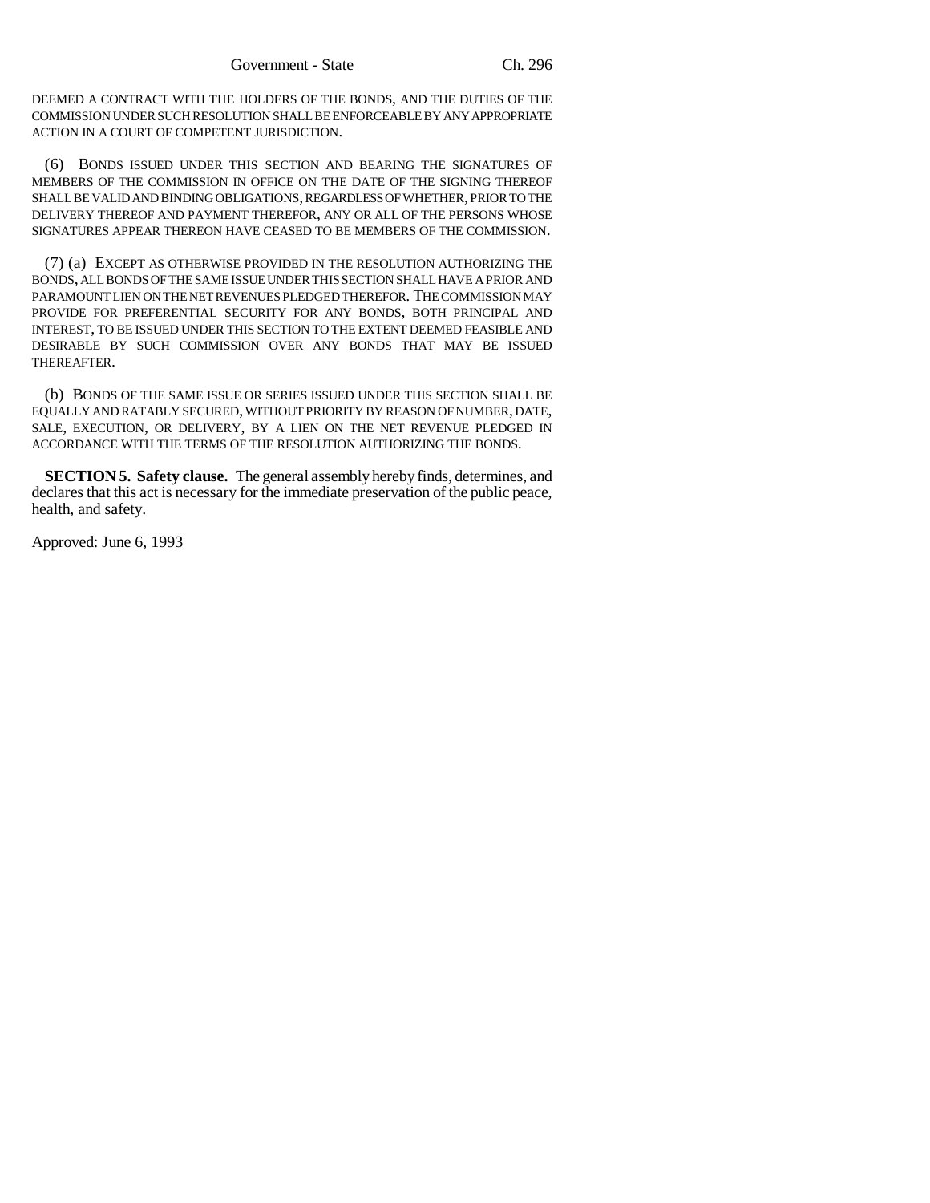DEEMED A CONTRACT WITH THE HOLDERS OF THE BONDS, AND THE DUTIES OF THE COMMISSION UNDER SUCH RESOLUTION SHALL BE ENFORCEABLE BY ANY APPROPRIATE ACTION IN A COURT OF COMPETENT JURISDICTION.

(6) BONDS ISSUED UNDER THIS SECTION AND BEARING THE SIGNATURES OF MEMBERS OF THE COMMISSION IN OFFICE ON THE DATE OF THE SIGNING THEREOF SHALL BE VALID AND BINDING OBLIGATIONS, REGARDLESS OF WHETHER, PRIOR TO THE DELIVERY THEREOF AND PAYMENT THEREFOR, ANY OR ALL OF THE PERSONS WHOSE SIGNATURES APPEAR THEREON HAVE CEASED TO BE MEMBERS OF THE COMMISSION.

(7) (a) EXCEPT AS OTHERWISE PROVIDED IN THE RESOLUTION AUTHORIZING THE BONDS, ALL BONDS OF THE SAME ISSUE UNDER THIS SECTION SHALL HAVE A PRIOR AND PARAMOUNT LIEN ON THE NET REVENUES PLEDGED THEREFOR. THE COMMISSION MAY PROVIDE FOR PREFERENTIAL SECURITY FOR ANY BONDS, BOTH PRINCIPAL AND INTEREST, TO BE ISSUED UNDER THIS SECTION TO THE EXTENT DEEMED FEASIBLE AND DESIRABLE BY SUCH COMMISSION OVER ANY BONDS THAT MAY BE ISSUED THEREAFTER.

(b) BONDS OF THE SAME ISSUE OR SERIES ISSUED UNDER THIS SECTION SHALL BE EQUALLY AND RATABLY SECURED, WITHOUT PRIORITY BY REASON OF NUMBER, DATE, SALE, EXECUTION, OR DELIVERY, BY A LIEN ON THE NET REVENUE PLEDGED IN ACCORDANCE WITH THE TERMS OF THE RESOLUTION AUTHORIZING THE BONDS.

**SECTION 5. Safety clause.** The general assembly hereby finds, determines, and declares that this act is necessary for the immediate preservation of the public peace, health, and safety.

Approved: June 6, 1993